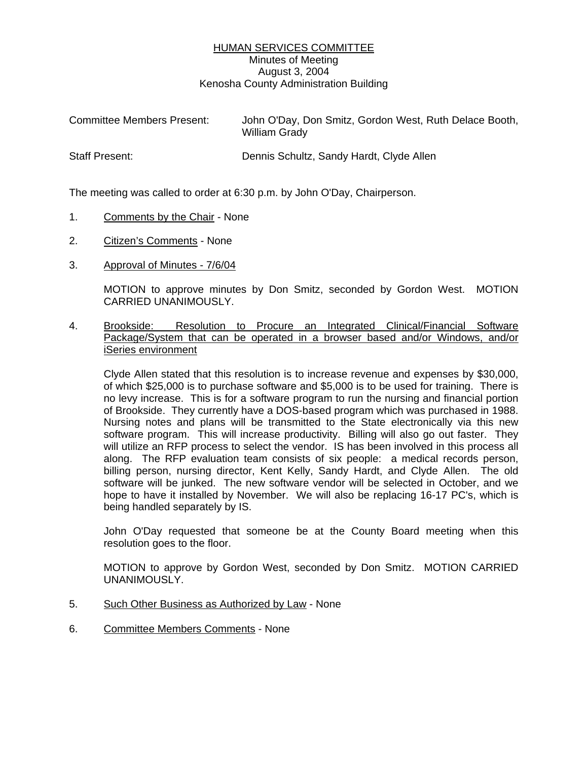<u>HUMAN SERVICES COMMITTEE</u>
Minutes of Meeting
August 3, 2004
Kenosha County Administration Building

Committee Members Present: John O'Day, Don Smitz, Gordon West, Ruth Delace Booth, William Grady

Staff Present: Dennis Schultz, Sandy Hardt, Clyde Allen

The meeting was called to order at 6:30 p.m. by John O'Day, Chairperson.

1. <u>Comments by the Chair</u> - None

2. <u>Citizen's Comments</u> - None

3. <u>Approval of Minutes - 7/6/04</u>

   MOTION to approve minutes by Don Smitz, seconded by Gordon West. MOTION CARRIED UNANIMOUSLY.

4. <u>Brookside: Resolution to Procure an Integrated Clinical/Financial Software Package/System that can be operated in a browser based and/or Windows, and/or iSeries environment</u>

   Clyde Allen stated that this resolution is to increase revenue and expenses by $30,000, of which $25,000 is to purchase software and $5,000 is to be used for training. There is no levy increase. This is for a software program to run the nursing and financial portion of Brookside. They currently have a DOS-based program which was purchased in 1988. Nursing notes and plans will be transmitted to the State electronically via this new software program. This will increase productivity. Billing will also go out faster. They will utilize an RFP process to select the vendor. IS has been involved in this process all along. The RFP evaluation team consists of six people: a medical records person, billing person, nursing director, Kent Kelly, Sandy Hardt, and Clyde Allen. The old software will be junked. The new software vendor will be selected in October, and we hope to have it installed by November. We will also be replacing 16-17 PC's, which is being handled separately by IS.

   John O'Day requested that someone be at the County Board meeting when this resolution goes to the floor.

   MOTION to approve by Gordon West, seconded by Don Smitz. MOTION CARRIED UNANIMOUSLY.

5. <u>Such Other Business as Authorized by Law</u> - None

6. <u>Committee Members Comments</u> - None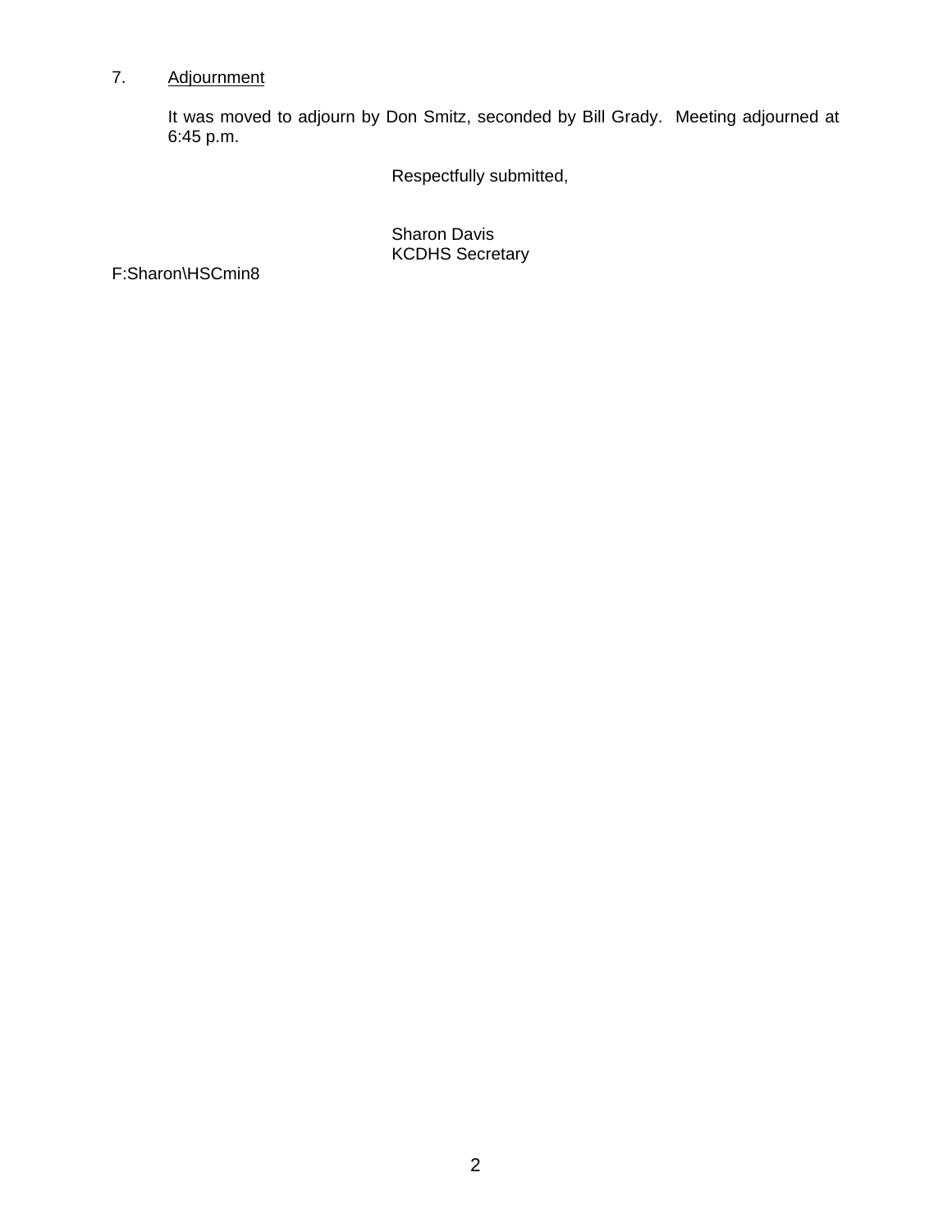7. <u>Adjournment</u>

It was moved to adjourn by Don Smitz, seconded by Bill Grady. Meeting adjourned at 6:45 p.m.

Respectfully submitted,

Sharon Davis
KCDHS Secretary

F:Sharon\HSCmin8